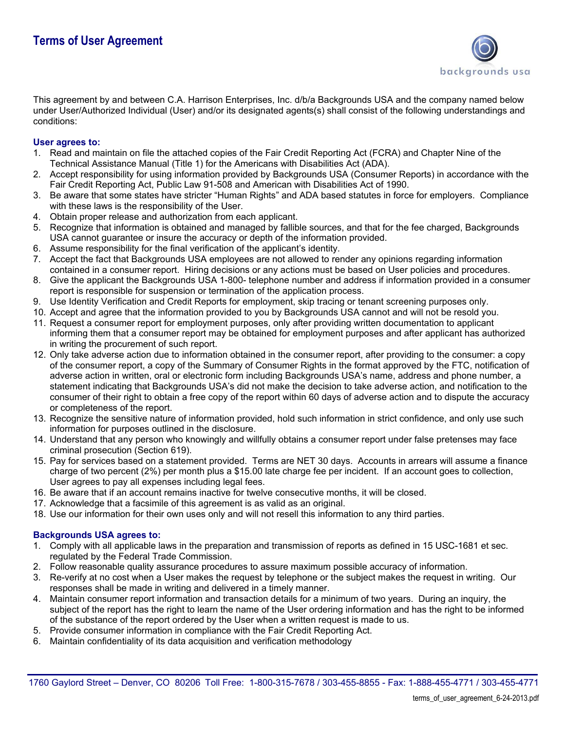# Terms of User Agreement

backgrounds usa

This agreement by and between C.A. Harrison Enterprises, Inc. d/b/a Backgrounds USA and the company named below under User/Authorized Individual (User) and/or its designated agents(s) shall consist of the following understandings and conditions:

### User agrees to:

1. Read and maintain on file the attached copies of the Fair Credit Reporting Act (FCRA) and Chapter Nine of the Technical Assistance Manual (Title 1) for the Americans with Disabilities Act (ADA).
2. Accept responsibility for using information provided by Backgrounds USA (Consumer Reports) in accordance with the Fair Credit Reporting Act, Public Law 91-508 and American with Disabilities Act of 1990.
3. Be aware that some states have stricter "Human Rights" and ADA based statutes in force for employers. Compliance with these laws is the responsibility of the User.
4. Obtain proper release and authorization from each applicant.
5. Recognize that information is obtained and managed by fallible sources, and that for the fee charged, Backgrounds USA cannot guarantee or insure the accuracy or depth of the information provided.
6. Assume responsibility for the final verification of the applicant's identity.
7. Accept the fact that Backgrounds USA employees are not allowed to render any opinions regarding information contained in a consumer report. Hiring decisions or any actions must be based on User policies and procedures.
8. Give the applicant the Backgrounds USA 1-800- telephone number and address if information provided in a consumer report is responsible for suspension or termination of the application process.
9. Use Identity Verification and Credit Reports for employment, skip tracing or tenant screening purposes only.
10. Accept and agree that the information provided to you by Backgrounds USA cannot and will not be resold you.
11. Request a consumer report for employment purposes, only after providing written documentation to applicant informing them that a consumer report may be obtained for employment purposes and after applicant has authorized in writing the procurement of such report.
12. Only take adverse action due to information obtained in the consumer report, after providing to the consumer: a copy of the consumer report, a copy of the Summary of Consumer Rights in the format approved by the FTC, notification of adverse action in written, oral or electronic form including Backgrounds USA's name, address and phone number, a statement indicating that Backgrounds USA's did not make the decision to take adverse action, and notification to the consumer of their right to obtain a free copy of the report within 60 days of adverse action and to dispute the accuracy or completeness of the report.
13. Recognize the sensitive nature of information provided, hold such information in strict confidence, and only use such information for purposes outlined in the disclosure.
14. Understand that any person who knowingly and willfully obtains a consumer report under false pretenses may face criminal prosecution (Section 619).
15. Pay for services based on a statement provided. Terms are NET 30 days. Accounts in arrears will assume a finance charge of two percent (2%) per month plus a $15.00 late charge fee per incident. If an account goes to collection, User agrees to pay all expenses including legal fees.
16. Be aware that if an account remains inactive for twelve consecutive months, it will be closed.
17. Acknowledge that a facsimile of this agreement is as valid as an original.
18. Use our information for their own uses only and will not resell this information to any third parties.

### Backgrounds USA agrees to:

1. Comply with all applicable laws in the preparation and transmission of reports as defined in 15 USC-1681 et sec. regulated by the Federal Trade Commission.
2. Follow reasonable quality assurance procedures to assure maximum possible accuracy of information.
3. Re-verify at no cost when a User makes the request by telephone or the subject makes the request in writing. Our responses shall be made in writing and delivered in a timely manner.
4. Maintain consumer report information and transaction details for a minimum of two years. During an inquiry, the subject of the report has the right to learn the name of the User ordering information and has the right to be informed of the substance of the report ordered by the User when a written request is made to us.
5. Provide consumer information in compliance with the Fair Credit Reporting Act.
6. Maintain confidentiality of its data acquisition and verification methodology

1760 Gaylord Street – Denver, CO 80206 Toll Free: 1-800-315-7678 / 303-455-8855 - Fax: 1-888-455-4771 / 303-455-4771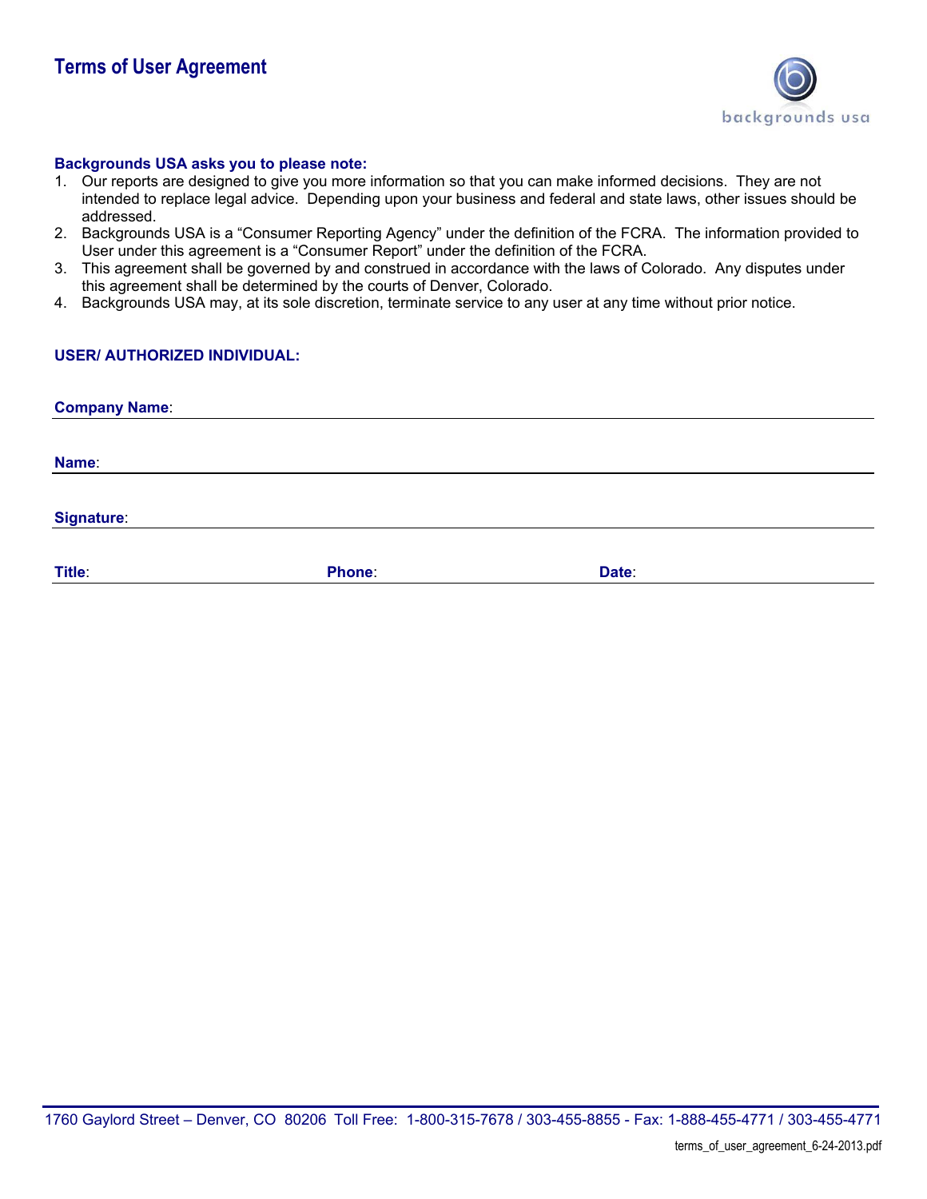## Terms of User Agreement

backgrounds usa

**Backgrounds USA asks you to please note:**

1. Our reports are designed to give you more information so that you can make informed decisions. They are not intended to replace legal advice. Depending upon your business and federal and state laws, other issues should be addressed.
2. Backgrounds USA is a "Consumer Reporting Agency" under the definition of the FCRA. The information provided to User under this agreement is a "Consumer Report" under the definition of the FCRA.
3. This agreement shall be governed by and construed in accordance with the laws of Colorado. Any disputes under this agreement shall be determined by the courts of Denver, Colorado.
4. Backgrounds USA may, at its sole discretion, terminate service to any user at any time without prior notice.

**USER/ AUTHORIZED INDIVIDUAL:**

**Company Name**: \_\_\_\_\_\_\_\_\_\_\_\_\_\_\_\_\_\_\_\_\_\_\_\_\_\_\_\_\_\_\_\_\_\_\_\_\_\_\_\_

**Name**: \_\_\_\_\_\_\_\_\_\_\_\_\_\_\_\_\_\_\_\_\_\_\_\_\_\_\_\_\_\_\_\_\_\_\_\_\_\_\_\_

**Signature**: \_\_\_\_\_\_\_\_\_\_\_\_\_\_\_\_\_\_\_\_\_\_\_\_\_\_\_\_\_\_\_\_\_\_\_\_\_\_\_\_

**Title**: \_\_\_\_\_\_\_\_\_\_\_\_\_\_ **Phone**: \_\_\_\_\_\_\_\_\_\_\_\_\_\_ **Date**: \_\_\_\_\_\_\_\_\_\_\_\_\_\_

1760 Gaylord Street – Denver, CO 80206 Toll Free: 1-800-315-7678 / 303-455-8855 - Fax: 1-888-455-4771 / 303-455-4771

terms_of_user_agreement_6-24-2013.pdf